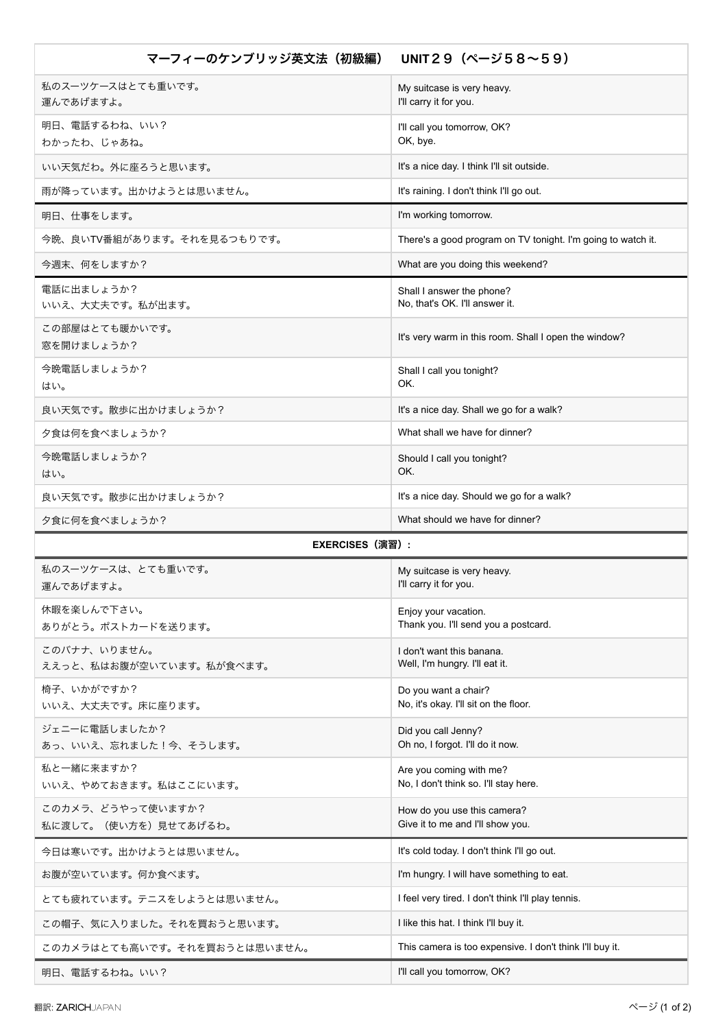| マーフィーのケンブリッジ英文法（初級編）　UNIT２９（ページ５８〜５９） | |
|---|---|
| 私のスーツケースはとても重いです。<br>運んであげますよ。 | My suitcase is very heavy.<br>I'll carry it for you. |
| 明日、電話するわね、いい？<br>わかったわ、じゃあね。 | I'll call you tomorrow, OK?<br>OK, bye. |
| いい天気だわ。外に座ろうと思います。 | It's a nice day. I think I'll sit outside. |
| 雨が降っています。出かけようとは思いません。 | It's raining. I don't think I'll go out. |
| 明日、仕事をします。 | I'm working tomorrow. |
| 今晩、良いTV番組があります。それを見るつもりです。 | There's a good program on TV tonight. I'm going to watch it. |
| 今週末、何をしますか？ | What are you doing this weekend? |
| 電話に出ましょうか？<br>いいえ、大丈夫です。私が出ます。 | Shall I answer the phone?<br>No, that's OK. I'll answer it. |
| この部屋はとても暖かいです。<br>窓を開けましょうか？ | It's very warm in this room. Shall I open the window? |
| 今晩電話しましょうか？<br>はい。 | Shall I call you tonight?<br>OK. |
| 良い天気です。散歩に出かけましょうか？ | It's a nice day. Shall we go for a walk? |
| 夕食は何を食べましょうか？ | What shall we have for dinner? |
| 今晩電話しましょうか？<br>はい。 | Should I call you tonight?<br>OK. |
| 良い天気です。散歩に出かけましょうか？ | It's a nice day. Should we go for a walk? |
| 夕食に何を食べましょうか？ | What should we have for dinner? |
| **EXERCISES（演習）:** | |
| 私のスーツケースは、とても重いです。<br>運んであげますよ。 | My suitcase is very heavy.<br>I'll carry it for you. |
| 休暇を楽しんで下さい。<br>ありがとう。ポストカードを送ります。 | Enjoy your vacation.<br>Thank you. I'll send you a postcard. |
| このバナナ、いりません。<br>ええっと、私はお腹が空いています。私が食べます。 | I don't want this banana.<br>Well, I'm hungry. I'll eat it. |
| 椅子、いかがですか？<br>いいえ、大丈夫です。床に座ります。 | Do you want a chair?<br>No, it's okay. I'll sit on the floor. |
| ジェニーに電話しましたか？<br>あっ、いいえ、忘れました！今、そうします。 | Did you call Jenny?<br>Oh no, I forgot. I'll do it now. |
| 私と一緒に来ますか？<br>いいえ、やめておきます。私はここにいます。 | Are you coming with me?<br>No, I don't think so. I'll stay here. |
| このカメラ、どうやって使いますか？<br>私に渡して。（使い方を）見せてあげるわ。 | How do you use this camera?<br>Give it to me and I'll show you. |
| 今日は寒いです。出かけようとは思いません。 | It's cold today. I don't think I'll go out. |
| お腹が空いています。何か食べます。 | I'm hungry. I will have something to eat. |
| とても疲れています。テニスをしようとは思いません。 | I feel very tired. I don't think I'll play tennis. |
| この帽子、気に入りました。それを買おうと思います。 | I like this hat. I think I'll buy it. |
| このカメラはとても高いです。それを買おうとは思いません。 | This camera is too expensive. I don't think I'll buy it. |
| 明日、電話するわね。いい？ | I'll call you tomorrow, OK? |

翻訳: ZARICHJAPAN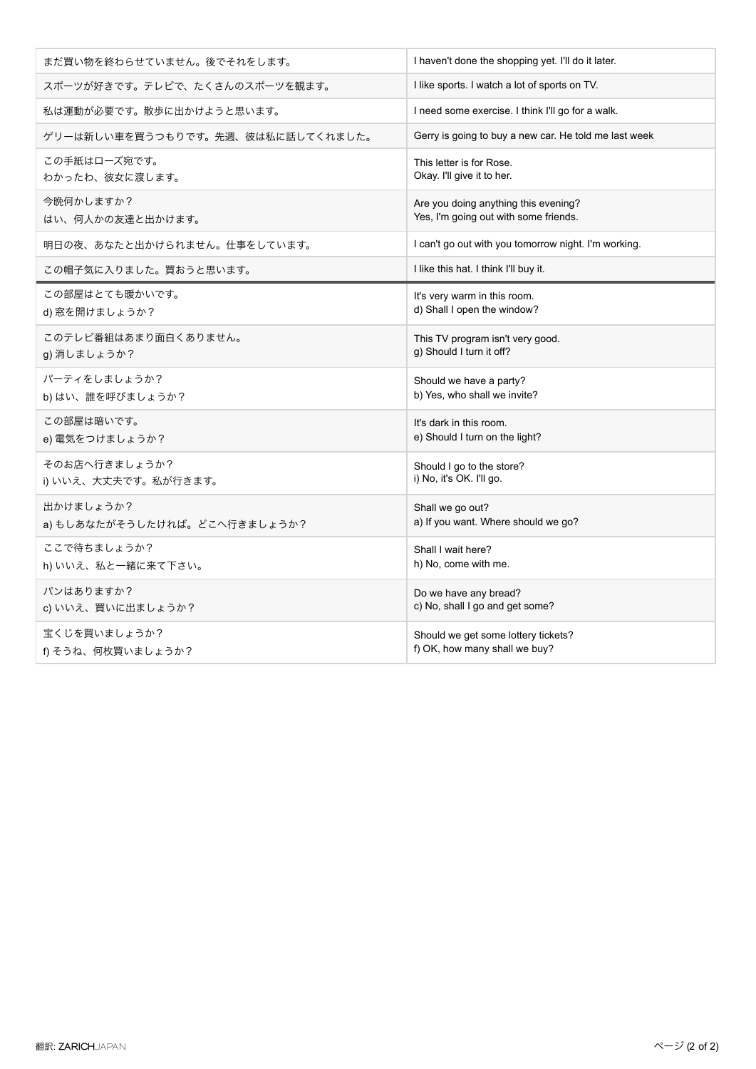| | |
|---|---|
| まだ買い物を終わらせていません。後でそれをします。 | I haven't done the shopping yet. I'll do it later. |
| スポーツが好きです。テレビで、たくさんのスポーツを観ます。 | I like sports. I watch a lot of sports on TV. |
| 私は運動が必要です。散歩に出かけようと思います。 | I need some exercise. I think I'll go for a walk. |
| ゲリーは新しい車を買うつもりです。先週、彼は私に話してくれました。 | Gerry is going to buy a new car. He told me last week |
| この手紙はローズ宛です。<br>わかったわ、彼女に渡します。 | This letter is for Rose.<br>Okay. I'll give it to her. |
| 今晩何かしますか？<br>はい、何人かの友達と出かけます。 | Are you doing anything this evening?<br>Yes, I'm going out with some friends. |
| 明日の夜、あなたと出かけられません。仕事をしています。 | I can't go out with you tomorrow night. I'm working. |
| この帽子気に入りました。買おうと思います。 | I like this hat. I think I'll buy it. |

| | |
|---|---|
| この部屋はとても暖かいです。<br>d) 窓を開けましょうか？ | It's very warm in this room.<br>d) Shall I open the window? |
| このテレビ番組はあまり面白くありません。<br>g) 消しましょうか？ | This TV program isn't very good.<br>g) Should I turn it off? |
| パーティをしましょうか？<br>b) はい、誰を呼びましょうか？ | Should we have a party?<br>b) Yes, who shall we invite? |
| この部屋は暗いです。<br>e) 電気をつけましょうか？ | It's dark in this room.<br>e) Should I turn on the light? |
| そのお店へ行きましょうか？<br>i) いいえ、大丈夫です。私が行きます。 | Should I go to the store?<br>i) No, it's OK. I'll go. |
| 出かけましょうか？<br>a) もしあなたがそうしたければ。どこへ行きましょうか？ | Shall we go out?<br>a) If you want. Where should we go? |
| ここで待ちましょうか？<br>h) いいえ、私と一緒に来て下さい。 | Shall I wait here?<br>h) No, come with me. |
| パンはありますか？<br>c) いいえ、買いに出ましょうか？ | Do we have any bread?<br>c) No, shall I go and get some? |
| 宝くじを買いましょうか？<br>f) そうね、何枚買いましょうか？ | Should we get some lottery tickets?<br>f) OK, how many shall we buy? |

翻訳: ZARICHJAPAN